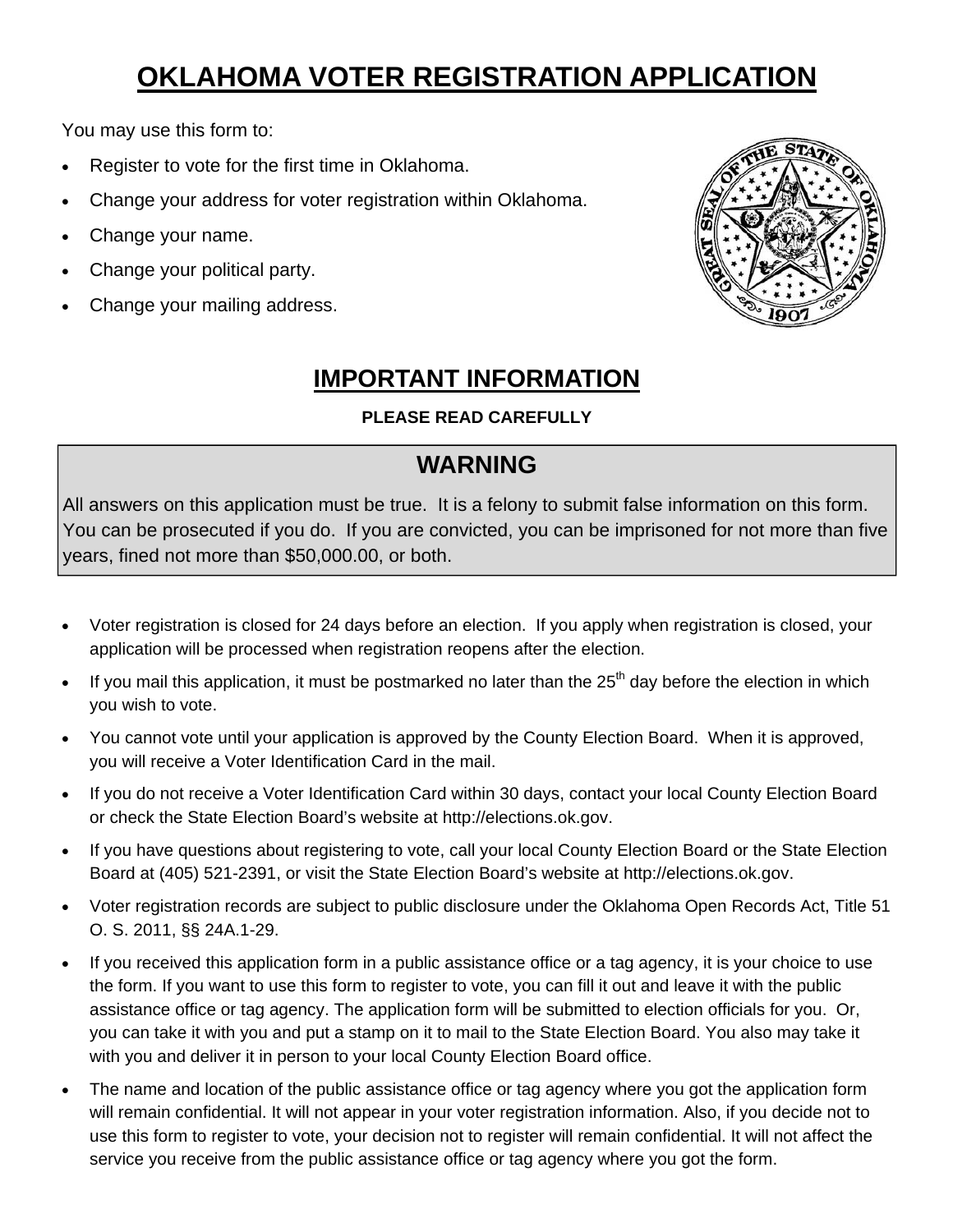# OKLAHOMA VOTER REGISTRATION APPLICATION

You may use this form to:

- Register to vote for the first time in Oklahoma.
- Change your address for voter registration within Oklahoma.
- Change your name.
- Change your political party.
- Change your mailing address.

## IMPORTANT INFORMATION

**PLEASE READ CAREFULLY**

### WARNING

All answers on this application must be true. It is a felony to submit false information on this form. You can be prosecuted if you do. If you are convicted, you can be imprisoned for not more than five years, fined not more than $50,000.00, or both.

- Voter registration is closed for 24 days before an election. If you apply when registration is closed, your application will be processed when registration reopens after the election.
- If you mail this application, it must be postmarked no later than the 25th day before the election in which you wish to vote.
- You cannot vote until your application is approved by the County Election Board. When it is approved, you will receive a Voter Identification Card in the mail.
- If you do not receive a Voter Identification Card within 30 days, contact your local County Election Board or check the State Election Board's website at http://elections.ok.gov.
- If you have questions about registering to vote, call your local County Election Board or the State Election Board at (405) 521-2391, or visit the State Election Board's website at http://elections.ok.gov.
- Voter registration records are subject to public disclosure under the Oklahoma Open Records Act, Title 51 O. S. 2011, §§ 24A.1-29.
- If you received this application form in a public assistance office or a tag agency, it is your choice to use the form. If you want to use this form to register to vote, you can fill it out and leave it with the public assistance office or tag agency. The application form will be submitted to election officials for you. Or, you can take it with you and put a stamp on it to mail to the State Election Board. You also may take it with you and deliver it in person to your local County Election Board office.
- The name and location of the public assistance office or tag agency where you got the application form will remain confidential. It will not appear in your voter registration information. Also, if you decide not to use this form to register to vote, your decision not to register will remain confidential. It will not affect the service you receive from the public assistance office or tag agency where you got the form.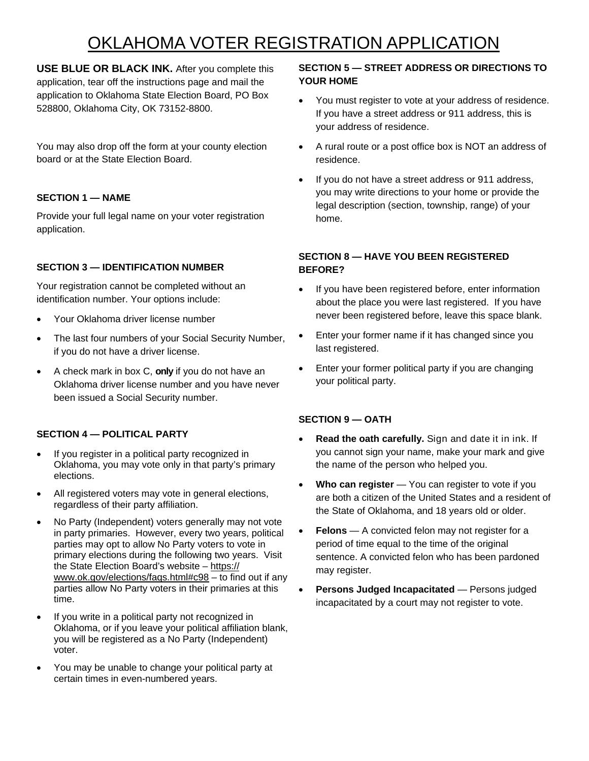# OKLAHOMA VOTER REGISTRATION APPLICATION

**USE BLUE OR BLACK INK.** After you complete this application, tear off the instructions page and mail the application to Oklahoma State Election Board, PO Box 528800, Oklahoma City, OK 73152-8800.

You may also drop off the form at your county election board or at the State Election Board.

### SECTION 1 — NAME

Provide your full legal name on your voter registration application.

### SECTION 3 — IDENTIFICATION NUMBER

Your registration cannot be completed without an identification number. Your options include:

- Your Oklahoma driver license number
- The last four numbers of your Social Security Number, if you do not have a driver license.
- A check mark in box C, **only** if you do not have an Oklahoma driver license number and you have never been issued a Social Security number.

### SECTION 4 — POLITICAL PARTY

- If you register in a political party recognized in Oklahoma, you may vote only in that party's primary elections.
- All registered voters may vote in general elections, regardless of their party affiliation.
- No Party (Independent) voters generally may not vote in party primaries. However, every two years, political parties may opt to allow No Party voters to vote in primary elections during the following two years. Visit the State Election Board's website – https://www.ok.gov/elections/faqs.html#c98 – to find out if any parties allow No Party voters in their primaries at this time.
- If you write in a political party not recognized in Oklahoma, or if you leave your political affiliation blank, you will be registered as a No Party (Independent) voter.
- You may be unable to change your political party at certain times in even-numbered years.

### SECTION 5 — STREET ADDRESS OR DIRECTIONS TO YOUR HOME

- You must register to vote at your address of residence. If you have a street address or 911 address, this is your address of residence.
- A rural route or a post office box is NOT an address of residence.
- If you do not have a street address or 911 address, you may write directions to your home or provide the legal description (section, township, range) of your home.

### SECTION 8 — HAVE YOU BEEN REGISTERED BEFORE?

- If you have been registered before, enter information about the place you were last registered. If you have never been registered before, leave this space blank.
- Enter your former name if it has changed since you last registered.
- Enter your former political party if you are changing your political party.

### SECTION 9 — OATH

- **Read the oath carefully.** Sign and date it in ink. If you cannot sign your name, make your mark and give the name of the person who helped you.
- **Who can register** — You can register to vote if you are both a citizen of the United States and a resident of the State of Oklahoma, and 18 years old or older.
- **Felons** — A convicted felon may not register for a period of time equal to the time of the original sentence. A convicted felon who has been pardoned may register.
- **Persons Judged Incapacitated** — Persons judged incapacitated by a court may not register to vote.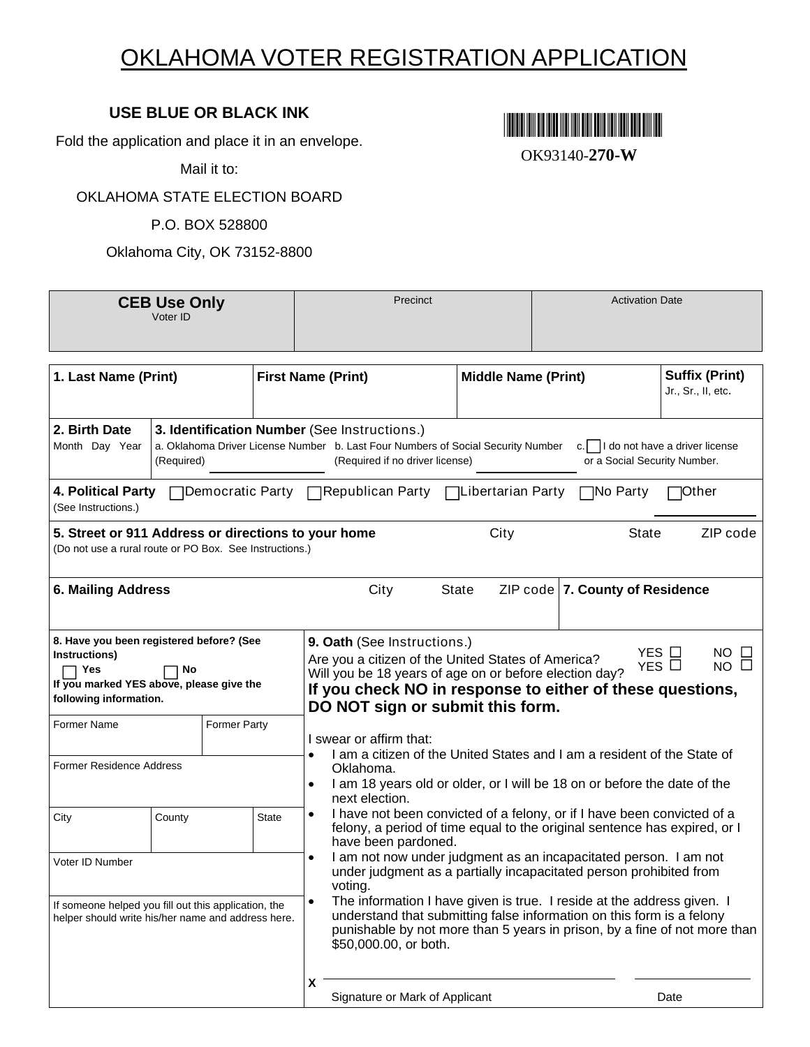# OKLAHOMA VOTER REGISTRATION APPLICATION

**USE BLUE OR BLACK INK**

Fold the application and place it in an envelope.

Mail it to:

OKLAHOMA STATE ELECTION BOARD

P.O. BOX 528800

Oklahoma City, OK 73152-8800

OK93140-**270-W**

| **CEB Use Only** Voter ID | Precinct | Activation Date |
|---|---|---|
| | | |

| **1. Last Name (Print)** | **First Name (Print)** | **Middle Name (Print)** | **Suffix (Print)** Jr., Sr., II, etc. |
|---|---|---|---|
| | | | |

**2. Birth Date** Month Day Year

**3. Identification Number** (See Instructions.)
a. Oklahoma Driver License Number (Required) ______
b. Last Four Numbers of Social Security Number (Required if no driver license) ______
c. ☐ I do not have a driver license or a Social Security Number.

**4. Political Party** (See Instructions.) ☐ Democratic Party ☐ Republican Party ☐ Libertarian Party ☐ No Party ☐ Other ______

**5. Street or 911 Address or directions to your home** (Do not use a rural route or PO Box. See Instructions.) City State ZIP code

**6. Mailing Address** City State ZIP code

**7. County of Residence**

**8. Have you been registered before? (See Instructions)**
☐ **Yes** ☐ **No**
**If you marked YES above, please give the following information.**

| Former Name | Former Party | |
|---|---|---|
| Former Residence Address | | |
| City | County | State |
| Voter ID Number | | |

If someone helped you fill out this application, the helper should write his/her name and address here.

**9. Oath** (See Instructions.)

Are you a citizen of the United States of America? YES ☐ NO ☐
Will you be 18 years of age on or before election day? YES ☐ NO ☐

**If you check NO in response to either of these questions, DO NOT sign or submit this form.**

I swear or affirm that:

- I am a citizen of the United States and I am a resident of the State of Oklahoma.
- I am 18 years old or older, or I will be 18 on or before the date of the next election.
- I have not been convicted of a felony, or if I have been convicted of a felony, a period of time equal to the original sentence has expired, or I have been pardoned.
- I am not now under judgment as an incapacitated person. I am not under judgment as a partially incapacitated person prohibited from voting.
- The information I have given is true. I reside at the address given. I understand that submitting false information on this form is a felony punishable by not more than 5 years in prison, by a fine of not more than $50,000.00, or both.

X ______________________________ ______________
Signature or Mark of Applicant Date